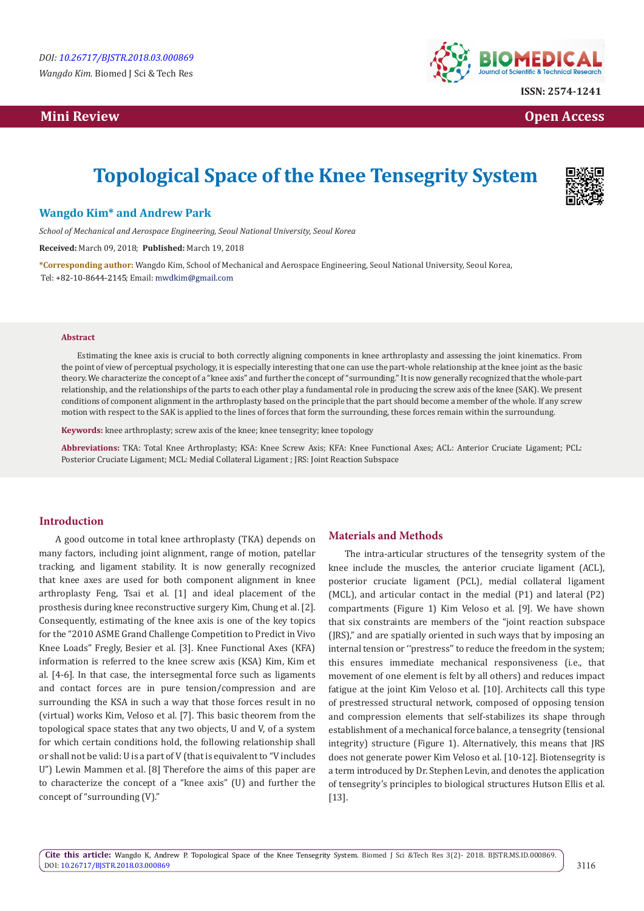DOI: 10.26717/BJSTR.2018.03.000869

*Wangdo Kim.* Biomed J Sci & Tech Res

ISSN: 2574-1241

Mini Review | Open Access

# Topological Space of the Knee Tensegrity System

**Wangdo Kim\* and Andrew Park**

*School of Mechanical and Aerospace Engineering, Seoul National University, Seoul Korea*

**Received:** March 09, 2018; **Published:** March 19, 2018

**\*Corresponding author:** Wangdo Kim, School of Mechanical and Aerospace Engineering, Seoul National University, Seoul Korea, Tel: +82-10-8644-2145; Email: mwdkim@gmail.com

### Abstract

Estimating the knee axis is crucial to both correctly aligning components in knee arthroplasty and assessing the joint kinematics. From the point of view of perceptual psychology, it is especially interesting that one can use the part-whole relationship at the knee joint as the basic theory. We characterize the concept of a "knee axis" and further the concept of "surrounding." It is now generally recognized that the whole-part relationship, and the relationships of the parts to each other play a fundamental role in producing the screw axis of the knee (SAK). We present conditions of component alignment in the arthroplasty based on the principle that the part should become a member of the whole. If any screw motion with respect to the SAK is applied to the lines of forces that form the surrounding, these forces remain within the surroundung.

**Keywords:** knee arthroplasty; screw axis of the knee; knee tensegrity; knee topology

**Abbreviations:** TKA: Total Knee Arthroplasty; KSA: Knee Screw Axis; KFA: Knee Functional Axes; ACL: Anterior Cruciate Ligament; PCL: Posterior Cruciate Ligament; MCL: Medial Collateral Ligament ; JRS: Joint Reaction Subspace

## Introduction

A good outcome in total knee arthroplasty (TKA) depends on many factors, including joint alignment, range of motion, patellar tracking, and ligament stability. It is now generally recognized that knee axes are used for both component alignment in knee arthroplasty Feng, Tsai et al. [1] and ideal placement of the prosthesis during knee reconstructive surgery Kim, Chung et al. [2]. Consequently, estimating of the knee axis is one of the key topics for the "2010 ASME Grand Challenge Competition to Predict in Vivo Knee Loads" Fregly, Besier et al. [3]. Knee Functional Axes (KFA) information is referred to the knee screw axis (KSA) Kim, Kim et al. [4-6]. In that case, the intersegmental force such as ligaments and contact forces are in pure tension/compression and are surrounding the KSA in such a way that those forces result in no (virtual) works Kim, Veloso et al. [7]. This basic theorem from the topological space states that any two objects, U and V, of a system for which certain conditions hold, the following relationship shall or shall not be valid: U is a part of V (that is equivalent to "V includes U") Lewin Mammen et al. [8] Therefore the aims of this paper are to characterize the concept of a "knee axis" (U) and further the concept of "surrounding (V)."

## Materials and Methods

The intra-articular structures of the tensegrity system of the knee include the muscles, the anterior cruciate ligament (ACL), posterior cruciate ligament (PCL), medial collateral ligament (MCL), and articular contact in the medial (P1) and lateral (P2) compartments (Figure 1) Kim Veloso et al. [9]. We have shown that six constraints are members of the "joint reaction subspace (JRS)," and are spatially oriented in such ways that by imposing an internal tension or ''prestress" to reduce the freedom in the system; this ensures immediate mechanical responsiveness (i.e., that movement of one element is felt by all others) and reduces impact fatigue at the joint Kim Veloso et al. [10]. Architects call this type of prestressed structural network, composed of opposing tension and compression elements that self-stabilizes its shape through establishment of a mechanical force balance, a tensegrity (tensional integrity) structure (Figure 1). Alternatively, this means that JRS does not generate power Kim Veloso et al. [10-12]. Biotensegrity is a term introduced by Dr. Stephen Levin, and denotes the application of tensegrity's principles to biological structures Hutson Ellis et al. [13].

**Cite this article:** Wangdo K, Andrew P. Topological Space of the Knee Tensegrity System. Biomed J Sci &Tech Res 3(2)- 2018. BJSTR.MS.ID.000869. DOI: 10.26717/BJSTR.2018.03.000869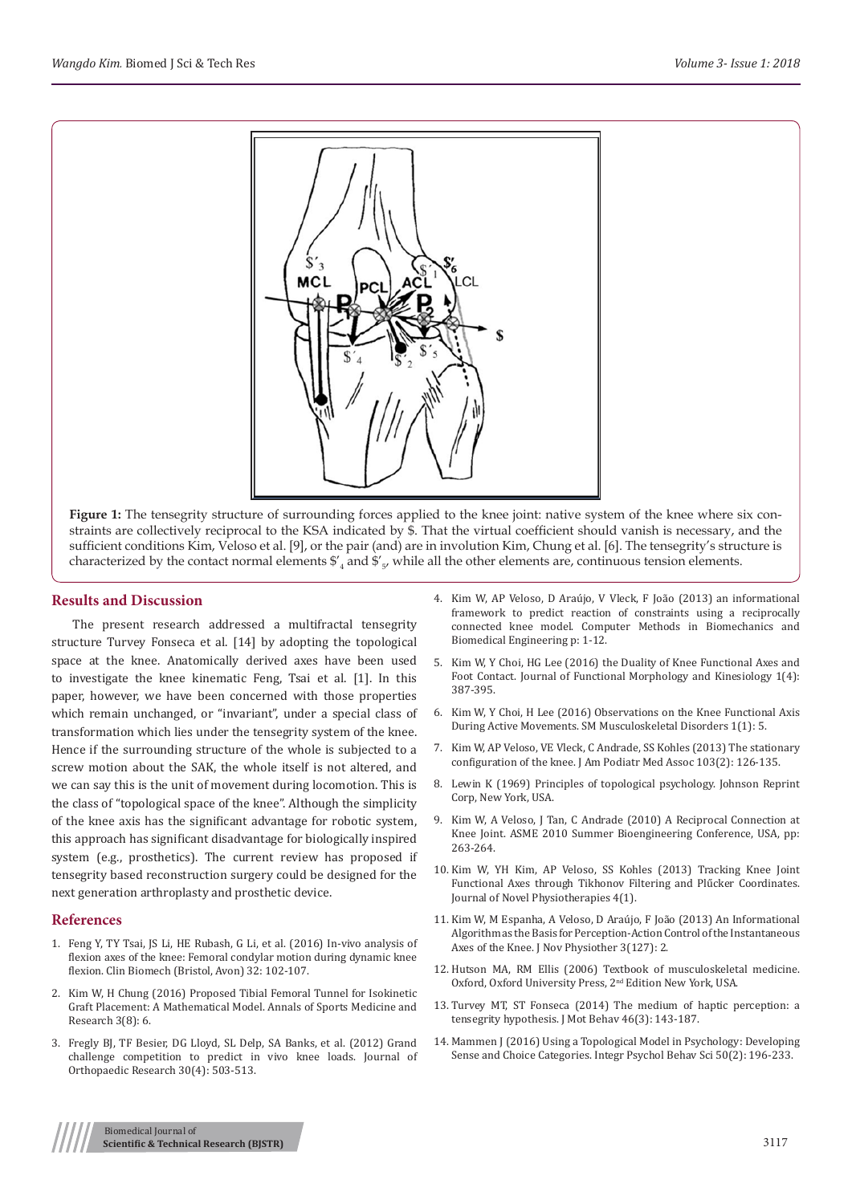**Figure 1:** The tensegrity structure of surrounding forces applied to the knee joint: native system of the knee where six constraints are collectively reciprocal to the KSA indicated by \$. That the virtual coefficient should vanish is necessary, and the sufficient conditions Kim, Veloso et al. [9], or the pair (and) are in involution Kim, Chung et al. [6]. The tensegrity's structure is characterized by the contact normal elements $\$'_4$ and $\$'_5$, while all the other elements are, continuous tension elements.

## Results and Discussion

The present research addressed a multifractal tensegrity structure Turvey Fonseca et al. [14] by adopting the topological space at the knee. Anatomically derived axes have been used to investigate the knee kinematic Feng, Tsai et al. [1]. In this paper, however, we have been concerned with those properties which remain unchanged, or "invariant", under a special class of transformation which lies under the tensegrity system of the knee. Hence if the surrounding structure of the whole is subjected to a screw motion about the SAK, the whole itself is not altered, and we can say this is the unit of movement during locomotion. This is the class of "topological space of the knee". Although the simplicity of the knee axis has the significant advantage for robotic system, this approach has significant disadvantage for biologically inspired system (e.g., prosthetics). The current review has proposed if tensegrity based reconstruction surgery could be designed for the next generation arthroplasty and prosthetic device.

## References

1. Feng Y, TY Tsai, JS Li, HE Rubash, G Li, et al. (2016) In-vivo analysis of flexion axes of the knee: Femoral condylar motion during dynamic knee flexion. Clin Biomech (Bristol, Avon) 32: 102-107.
2. Kim W, H Chung (2016) Proposed Tibial Femoral Tunnel for Isokinetic Graft Placement: A Mathematical Model. Annals of Sports Medicine and Research 3(8): 6.
3. Fregly BJ, TF Besier, DG Lloyd, SL Delp, SA Banks, et al. (2012) Grand challenge competition to predict in vivo knee loads. Journal of Orthopaedic Research 30(4): 503-513.
4. Kim W, AP Veloso, D Araújo, V Vleck, F João (2013) an informational framework to predict reaction of constraints using a reciprocally connected knee model. Computer Methods in Biomechanics and Biomedical Engineering p: 1-12.
5. Kim W, Y Choi, HG Lee (2016) the Duality of Knee Functional Axes and Foot Contact. Journal of Functional Morphology and Kinesiology 1(4): 387-395.
6. Kim W, Y Choi, H Lee (2016) Observations on the Knee Functional Axis During Active Movements. SM Musculoskeletal Disorders 1(1): 5.
7. Kim W, AP Veloso, VE Vleck, C Andrade, SS Kohles (2013) The stationary configuration of the knee. J Am Podiatr Med Assoc 103(2): 126-135.
8. Lewin K (1969) Principles of topological psychology. Johnson Reprint Corp, New York, USA.
9. Kim W, A Veloso, J Tan, C Andrade (2010) A Reciprocal Connection at Knee Joint. ASME 2010 Summer Bioengineering Conference, USA, pp: 263-264.
10. Kim W, YH Kim, AP Veloso, SS Kohles (2013) Tracking Knee Joint Functional Axes through Tikhonov Filtering and Plűcker Coordinates. Journal of Novel Physiotherapies 4(1).
11. Kim W, M Espanha, A Veloso, D Araújo, F João (2013) An Informational Algorithm as the Basis for Perception-Action Control of the Instantaneous Axes of the Knee. J Nov Physiother 3(127): 2.
12. Hutson MA, RM Ellis (2006) Textbook of musculoskeletal medicine. Oxford, Oxford University Press, 2nd Edition New York, USA.
13. Turvey MT, ST Fonseca (2014) The medium of haptic perception: a tensegrity hypothesis. J Mot Behav 46(3): 143-187.
14. Mammen J (2016) Using a Topological Model in Psychology: Developing Sense and Choice Categories. Integr Psychol Behav Sci 50(2): 196-233.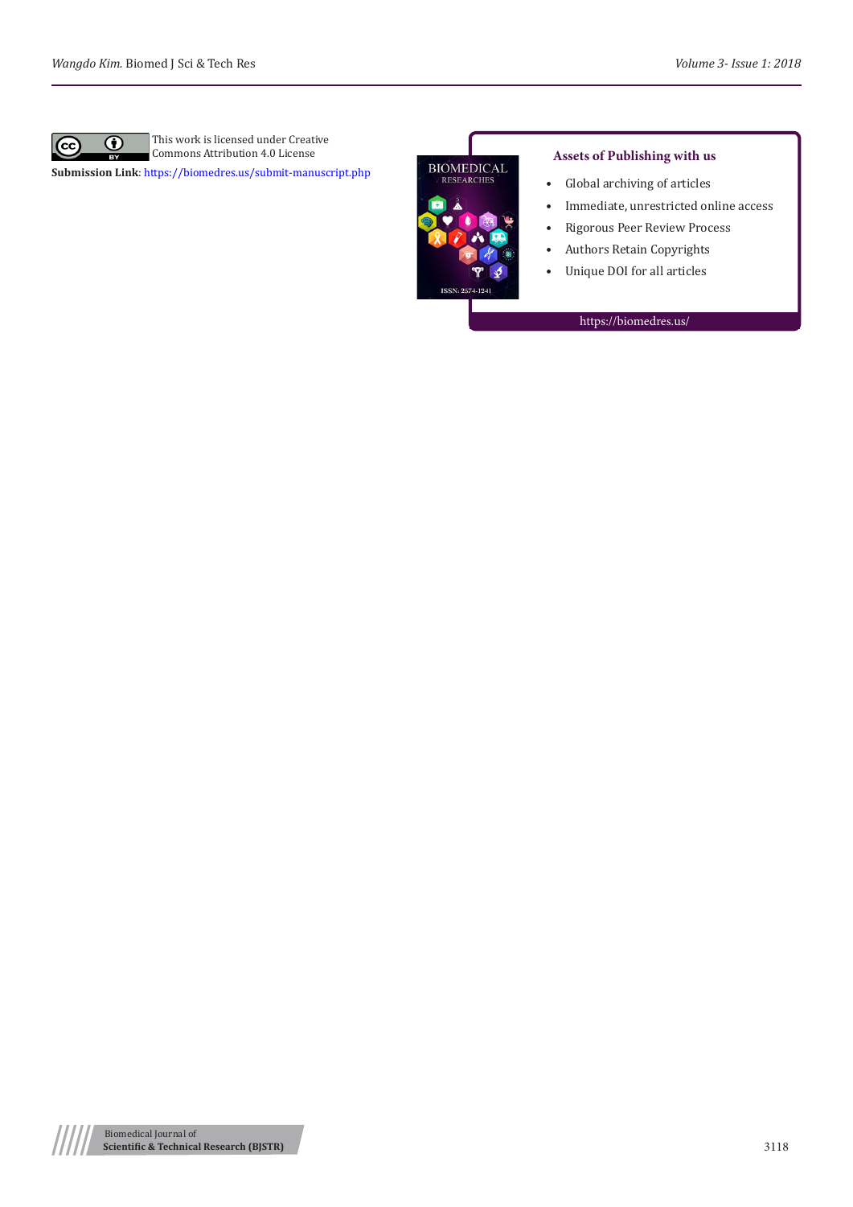This work is licensed under Creative Commons Attribution 4.0 License

**Submission Link**: https://biomedres.us/submit-manuscript.php

### Assets of Publishing with us

- Global archiving of articles
- Immediate, unrestricted online access
- Rigorous Peer Review Process
- Authors Retain Copyrights
- Unique DOI for all articles

https://biomedres.us/